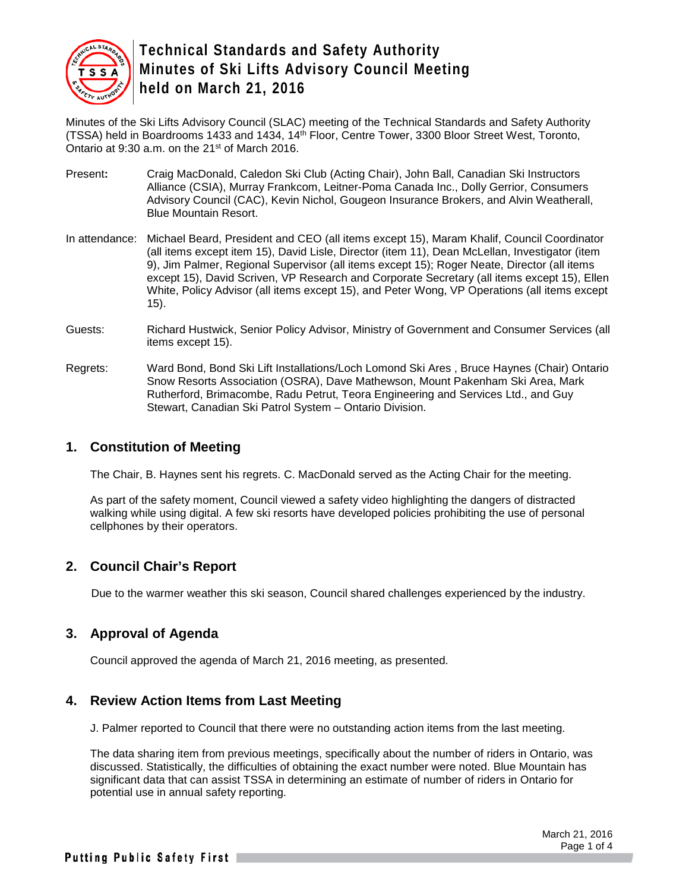# Technical Standards and Safety Authority
# Minutes of Ski Lifts Advisory Council Meeting held on March 21, 2016

Minutes of the Ski Lifts Advisory Council (SLAC) meeting of the Technical Standards and Safety Authority (TSSA) held in Boardrooms 1433 and 1434, 14th Floor, Centre Tower, 3300 Bloor Street West, Toronto, Ontario at 9:30 a.m. on the 21st of March 2016.

**Present:** Craig MacDonald, Caledon Ski Club (Acting Chair), John Ball, Canadian Ski Instructors Alliance (CSIA), Murray Frankcom, Leitner-Poma Canada Inc., Dolly Gerrior, Consumers Advisory Council (CAC), Kevin Nichol, Gougeon Insurance Brokers, and Alvin Weatherall, Blue Mountain Resort.

In attendance: Michael Beard, President and CEO (all items except 15), Maram Khalif, Council Coordinator (all items except item 15), David Lisle, Director (item 11), Dean McLellan, Investigator (item 9), Jim Palmer, Regional Supervisor (all items except 15); Roger Neate, Director (all items except 15), David Scriven, VP Research and Corporate Secretary (all items except 15), Ellen White, Policy Advisor (all items except 15), and Peter Wong, VP Operations (all items except 15).

Guests: Richard Hustwick, Senior Policy Advisor, Ministry of Government and Consumer Services (all items except 15).

Regrets: Ward Bond, Bond Ski Lift Installations/Loch Lomond Ski Ares , Bruce Haynes (Chair) Ontario Snow Resorts Association (OSRA), Dave Mathewson, Mount Pakenham Ski Area, Mark Rutherford, Brimacombe, Radu Petrut, Teora Engineering and Services Ltd., and Guy Stewart, Canadian Ski Patrol System – Ontario Division.

## 1. Constitution of Meeting

The Chair, B. Haynes sent his regrets. C. MacDonald served as the Acting Chair for the meeting.

As part of the safety moment, Council viewed a safety video highlighting the dangers of distracted walking while using digital. A few ski resorts have developed policies prohibiting the use of personal cellphones by their operators.

## 2. Council Chair's Report

Due to the warmer weather this ski season, Council shared challenges experienced by the industry.

## 3. Approval of Agenda

Council approved the agenda of March 21, 2016 meeting, as presented.

## 4. Review Action Items from Last Meeting

J. Palmer reported to Council that there were no outstanding action items from the last meeting.

The data sharing item from previous meetings, specifically about the number of riders in Ontario, was discussed. Statistically, the difficulties of obtaining the exact number were noted. Blue Mountain has significant data that can assist TSSA in determining an estimate of number of riders in Ontario for potential use in annual safety reporting.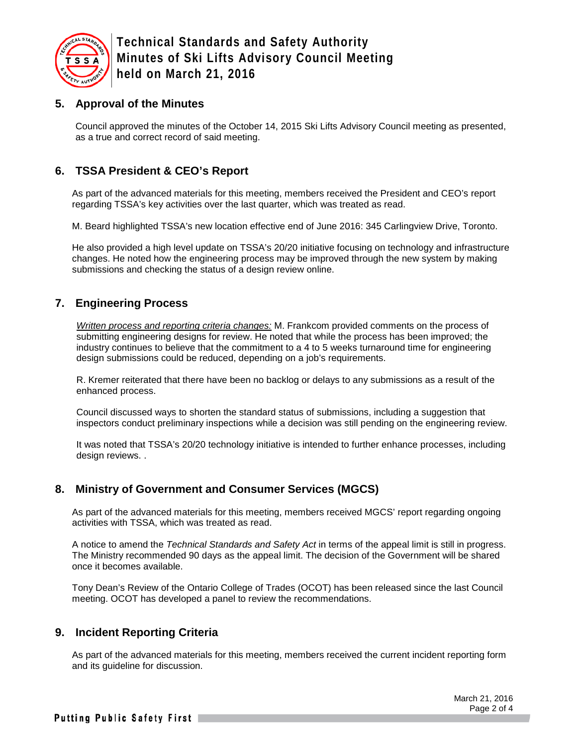## 5. Approval of the Minutes

Council approved the minutes of the October 14, 2015 Ski Lifts Advisory Council meeting as presented, as a true and correct record of said meeting.

## 6. TSSA President & CEO's Report

As part of the advanced materials for this meeting, members received the President and CEO's report regarding TSSA's key activities over the last quarter, which was treated as read.

M. Beard highlighted TSSA's new location effective end of June 2016: 345 Carlingview Drive, Toronto.

He also provided a high level update on TSSA's 20/20 initiative focusing on technology and infrastructure changes. He noted how the engineering process may be improved through the new system by making submissions and checking the status of a design review online.

## 7. Engineering Process

*Written process and reporting criteria changes:* M. Frankcom provided comments on the process of submitting engineering designs for review. He noted that while the process has been improved; the industry continues to believe that the commitment to a 4 to 5 weeks turnaround time for engineering design submissions could be reduced, depending on a job's requirements.

R. Kremer reiterated that there have been no backlog or delays to any submissions as a result of the enhanced process.

Council discussed ways to shorten the standard status of submissions, including a suggestion that inspectors conduct preliminary inspections while a decision was still pending on the engineering review.

It was noted that TSSA's 20/20 technology initiative is intended to further enhance processes, including design reviews. .

## 8. Ministry of Government and Consumer Services (MGCS)

As part of the advanced materials for this meeting, members received MGCS' report regarding ongoing activities with TSSA, which was treated as read.

A notice to amend the *Technical Standards and Safety Act* in terms of the appeal limit is still in progress. The Ministry recommended 90 days as the appeal limit. The decision of the Government will be shared once it becomes available.

Tony Dean's Review of the Ontario College of Trades (OCOT) has been released since the last Council meeting. OCOT has developed a panel to review the recommendations.

## 9. Incident Reporting Criteria

As part of the advanced materials for this meeting, members received the current incident reporting form and its guideline for discussion.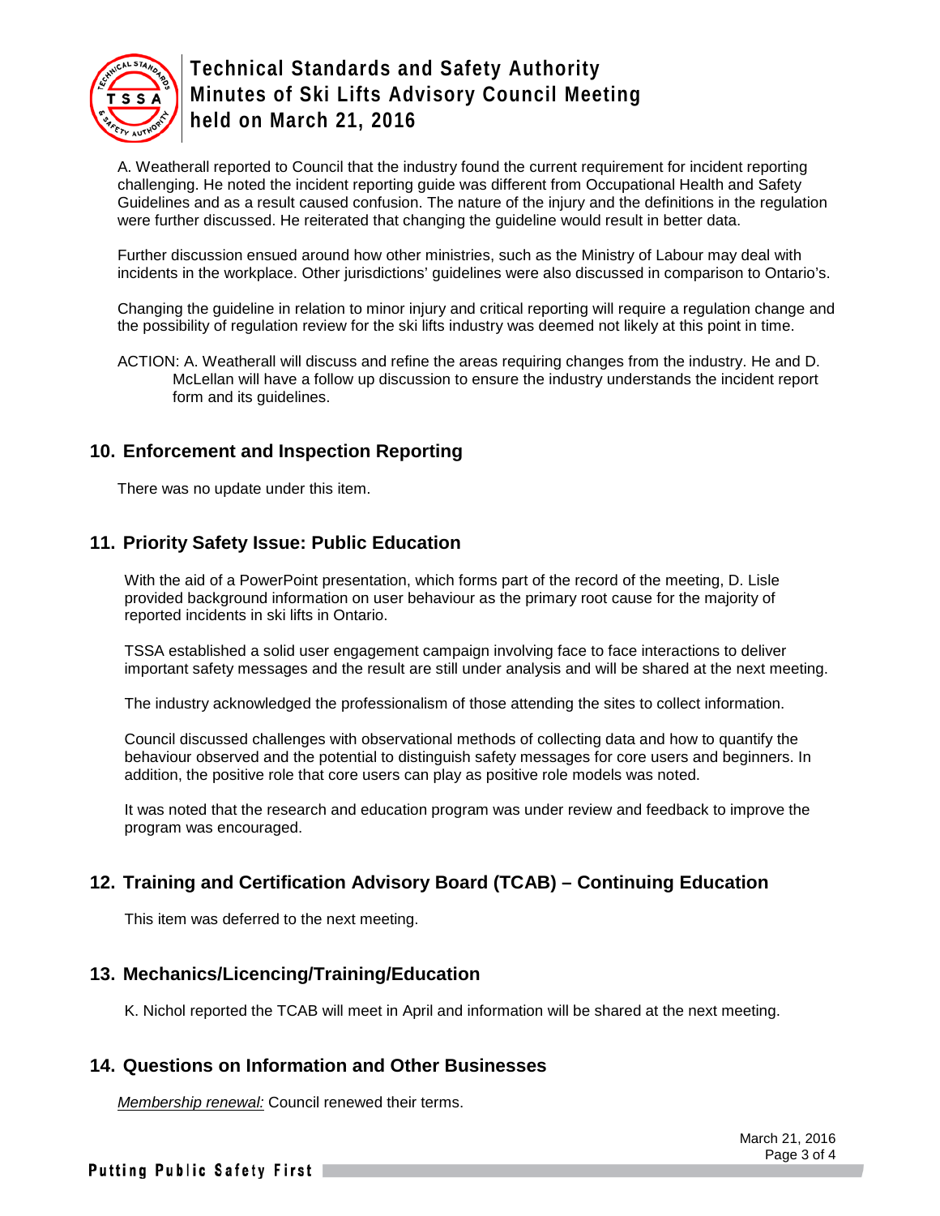A. Weatherall reported to Council that the industry found the current requirement for incident reporting challenging. He noted the incident reporting guide was different from Occupational Health and Safety Guidelines and as a result caused confusion. The nature of the injury and the definitions in the regulation were further discussed. He reiterated that changing the guideline would result in better data.

Further discussion ensued around how other ministries, such as the Ministry of Labour may deal with incidents in the workplace. Other jurisdictions' guidelines were also discussed in comparison to Ontario's.

Changing the guideline in relation to minor injury and critical reporting will require a regulation change and the possibility of regulation review for the ski lifts industry was deemed not likely at this point in time.

ACTION: A. Weatherall will discuss and refine the areas requiring changes from the industry. He and D. McLellan will have a follow up discussion to ensure the industry understands the incident report form and its guidelines.

## 10. Enforcement and Inspection Reporting

There was no update under this item.

## 11. Priority Safety Issue: Public Education

With the aid of a PowerPoint presentation, which forms part of the record of the meeting, D. Lisle provided background information on user behaviour as the primary root cause for the majority of reported incidents in ski lifts in Ontario.

TSSA established a solid user engagement campaign involving face to face interactions to deliver important safety messages and the result are still under analysis and will be shared at the next meeting.

The industry acknowledged the professionalism of those attending the sites to collect information.

Council discussed challenges with observational methods of collecting data and how to quantify the behaviour observed and the potential to distinguish safety messages for core users and beginners. In addition, the positive role that core users can play as positive role models was noted.

It was noted that the research and education program was under review and feedback to improve the program was encouraged.

## 12. Training and Certification Advisory Board (TCAB) – Continuing Education

This item was deferred to the next meeting.

## 13. Mechanics/Licencing/Training/Education

K. Nichol reported the TCAB will meet in April and information will be shared at the next meeting.

## 14. Questions on Information and Other Businesses

*Membership renewal:* Council renewed their terms.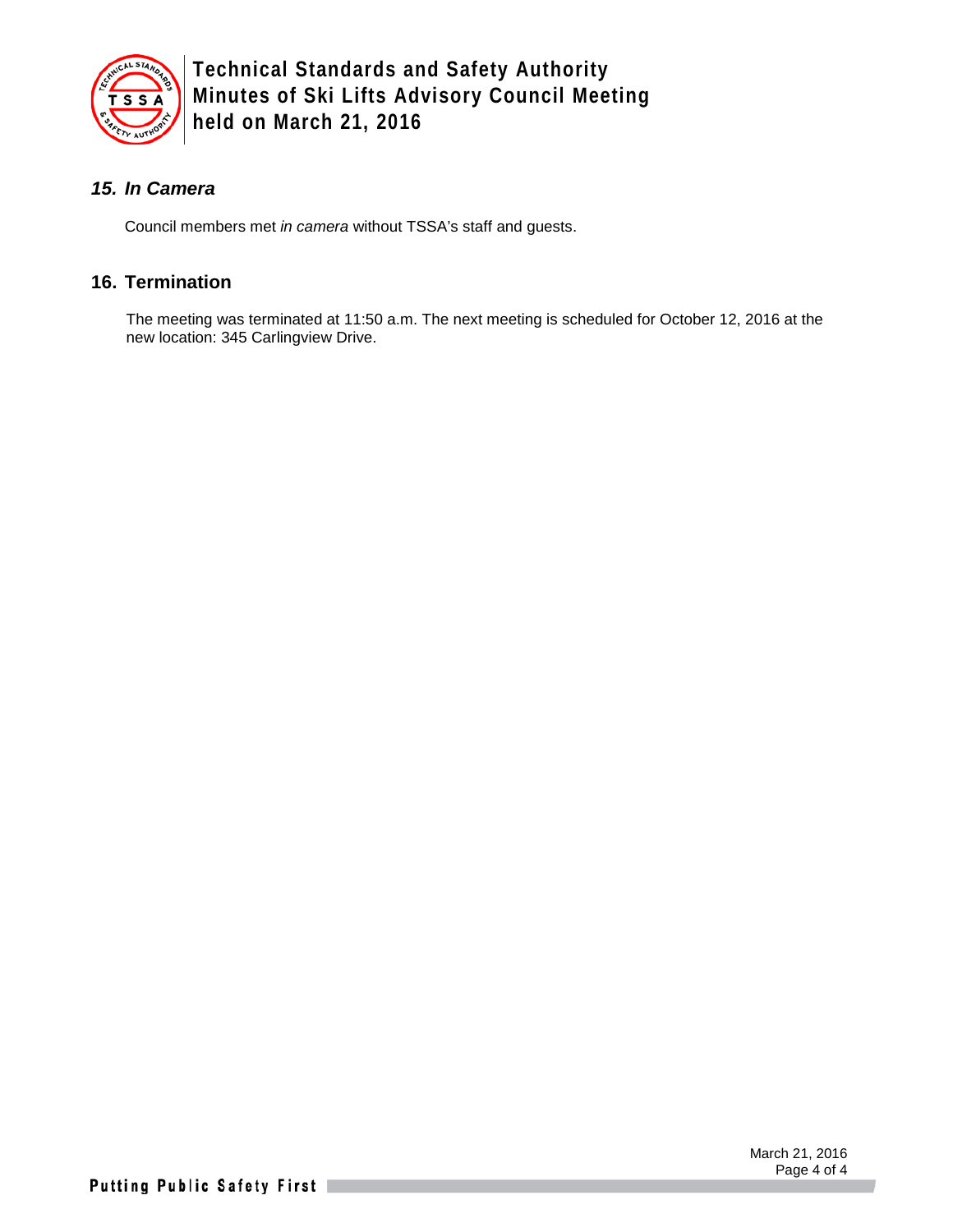## *15. In Camera*

Council members met *in camera* without TSSA's staff and guests.

## 16. Termination

The meeting was terminated at 11:50 a.m. The next meeting is scheduled for October 12, 2016 at the new location: 345 Carlingview Drive.